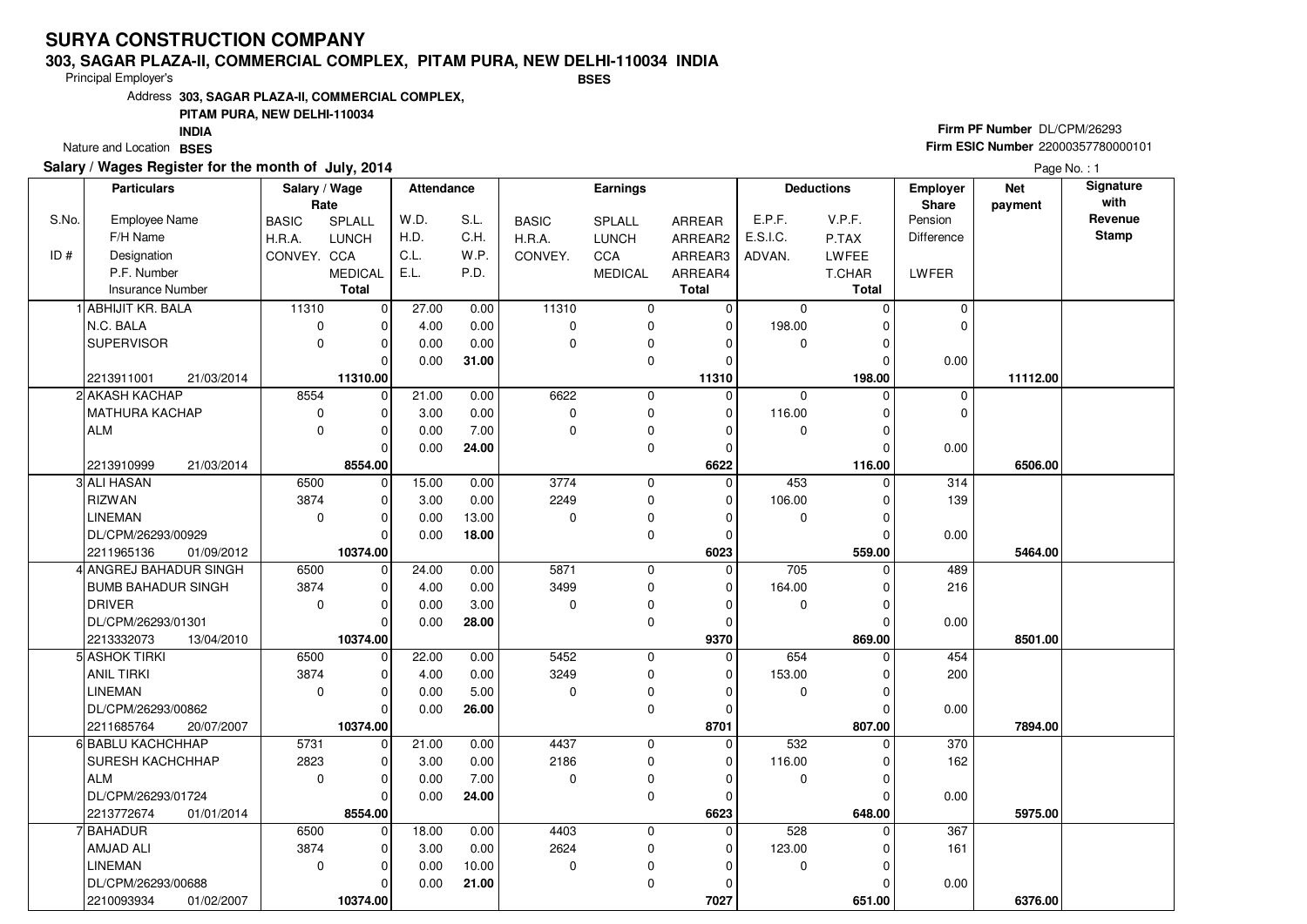# SURYA CONSTRUCTION COMPANY

**303, SAGAR PLAZA-II, COMMERCIAL COMPLEX, PITAM PURA, NEW DELHI-110034 INDIA**

Principal Employer's **BSES**

Address **303, SAGAR PLAZA-II, COMMERCIAL COMPLEX, PITAM PURA, NEW DELHI-110034 INDIA**

Nature and Location **BSES**

**Firm PF Number** DL/CPM/26293
**Firm ESIC Number** 22000357780000101

**Salary / Wages Register for the month of July, 2014**

| S.No. / ID # | Employee Name / F/H Name / Designation / P.F. Number / Insurance Number | Salary / Wage Rate: BASIC / H.R.A. / CONVEY. | SPLALL / LUNCH / CCA / MEDICAL / Total | Attendance: W.D. / H.D. / C.L. / E.L. | S.L. / C.H. / W.P. / P.D. | Earnings: BASIC / H.R.A. / CONVEY. | SPLALL / LUNCH / CCA / MEDICAL | ARREAR / ARREAR2 / ARREAR3 / ARREAR4 / Total | Deductions: E.P.F. / E.S.I.C. / ADVAN. | V.P.F. / P.TAX / LWFEE / T.CHAR / Total | Employer Share: Pension / Difference / LWFER | Net payment | Signature with Revenue Stamp |
|---|---|---|---|---|---|---|---|---|---|---|---|---|---|
| 1 | ABHIJIT KR. BALA | 11310 | 0 | 27.00 | 0.00 | 11310 | 0 | 0 | 0 | 0 | 0 | | |
| | N.C. BALA | 0 | 0 | 4.00 | 0.00 | 0 | 0 | 0 | 198.00 | 0 | 0 | | |
| | SUPERVISOR | 0 | 0 | 0.00 | 0.00 | 0 | 0 | 0 | 0 | 0 | | | |
| | | | 0 | 0.00 | 31.00 | | 0 | 0 | | 0 | 0.00 | | |
| | 2213911001 21/03/2014 | | 11310.00 | | | | | 11310 | | 198.00 | | 11112.00 | |
| 2 | AKASH KACHAP | 8554 | 0 | 21.00 | 0.00 | 6622 | 0 | 0 | 0 | 0 | 0 | | |
| | MATHURA KACHAP | 0 | 0 | 3.00 | 0.00 | 0 | 0 | 0 | 116.00 | 0 | 0 | | |
| | ALM | 0 | 0 | 0.00 | 7.00 | 0 | 0 | 0 | 0 | 0 | | | |
| | | | 0 | 0.00 | 24.00 | | 0 | 0 | | 0 | 0.00 | | |
| | 2213910999 21/03/2014 | | 8554.00 | | | | | 6622 | | 116.00 | | 6506.00 | |
| 3 | ALI HASAN | 6500 | 0 | 15.00 | 0.00 | 3774 | 0 | 0 | 453 | 0 | 314 | | |
| | RIZWAN | 3874 | 0 | 3.00 | 0.00 | 2249 | 0 | 0 | 106.00 | 0 | 139 | | |
| | LINEMAN | 0 | 0 | 0.00 | 13.00 | 0 | 0 | 0 | 0 | 0 | | | |
| | DL/CPM/26293/00929 | | 0 | 0.00 | 18.00 | | 0 | 0 | | 0 | 0.00 | | |
| | 2211965136 01/09/2012 | | 10374.00 | | | | | 6023 | | 559.00 | | 5464.00 | |
| 4 | ANGREJ BAHADUR SINGH | 6500 | 0 | 24.00 | 0.00 | 5871 | 0 | 0 | 705 | 0 | 489 | | |
| | BUMB BAHADUR SINGH | 3874 | 0 | 4.00 | 0.00 | 3499 | 0 | 0 | 164.00 | 0 | 216 | | |
| | DRIVER | 0 | 0 | 0.00 | 3.00 | 0 | 0 | 0 | 0 | 0 | | | |
| | DL/CPM/26293/01301 | | 0 | 0.00 | 28.00 | | 0 | 0 | | 0 | 0.00 | | |
| | 2213332073 13/04/2010 | | 10374.00 | | | | | 9370 | | 869.00 | | 8501.00 | |
| 5 | ASHOK TIRKI | 6500 | 0 | 22.00 | 0.00 | 5452 | 0 | 0 | 654 | 0 | 454 | | |
| | ANIL TIRKI | 3874 | 0 | 4.00 | 0.00 | 3249 | 0 | 0 | 153.00 | 0 | 200 | | |
| | LINEMAN | 0 | 0 | 0.00 | 5.00 | 0 | 0 | 0 | 0 | 0 | | | |
| | DL/CPM/26293/00862 | | 0 | 0.00 | 26.00 | | 0 | 0 | | 0 | 0.00 | | |
| | 2211685764 20/07/2007 | | 10374.00 | | | | | 8701 | | 807.00 | | 7894.00 | |
| 6 | BABLU KACHCHHAP | 5731 | 0 | 21.00 | 0.00 | 4437 | 0 | 0 | 532 | 0 | 370 | | |
| | SURESH KACHCHHAP | 2823 | 0 | 3.00 | 0.00 | 2186 | 0 | 0 | 116.00 | 0 | 162 | | |
| | ALM | 0 | 0 | 0.00 | 7.00 | 0 | 0 | 0 | 0 | 0 | | | |
| | DL/CPM/26293/01724 | | 0 | 0.00 | 24.00 | | 0 | 0 | | 0 | 0.00 | | |
| | 2213772674 01/01/2014 | | 8554.00 | | | | | 6623 | | 648.00 | | 5975.00 | |
| 7 | BAHADUR | 6500 | 0 | 18.00 | 0.00 | 4403 | 0 | 0 | 528 | 0 | 367 | | |
| | AMJAD ALI | 3874 | 0 | 3.00 | 0.00 | 2624 | 0 | 0 | 123.00 | 0 | 161 | | |
| | LINEMAN | 0 | 0 | 0.00 | 10.00 | 0 | 0 | 0 | 0 | 0 | | | |
| | DL/CPM/26293/00688 | | 0 | 0.00 | 21.00 | | 0 | 0 | | 0 | 0.00 | | |
| | 2210093934 01/02/2007 | | 10374.00 | | | | | 7027 | | 651.00 | | 6376.00 | |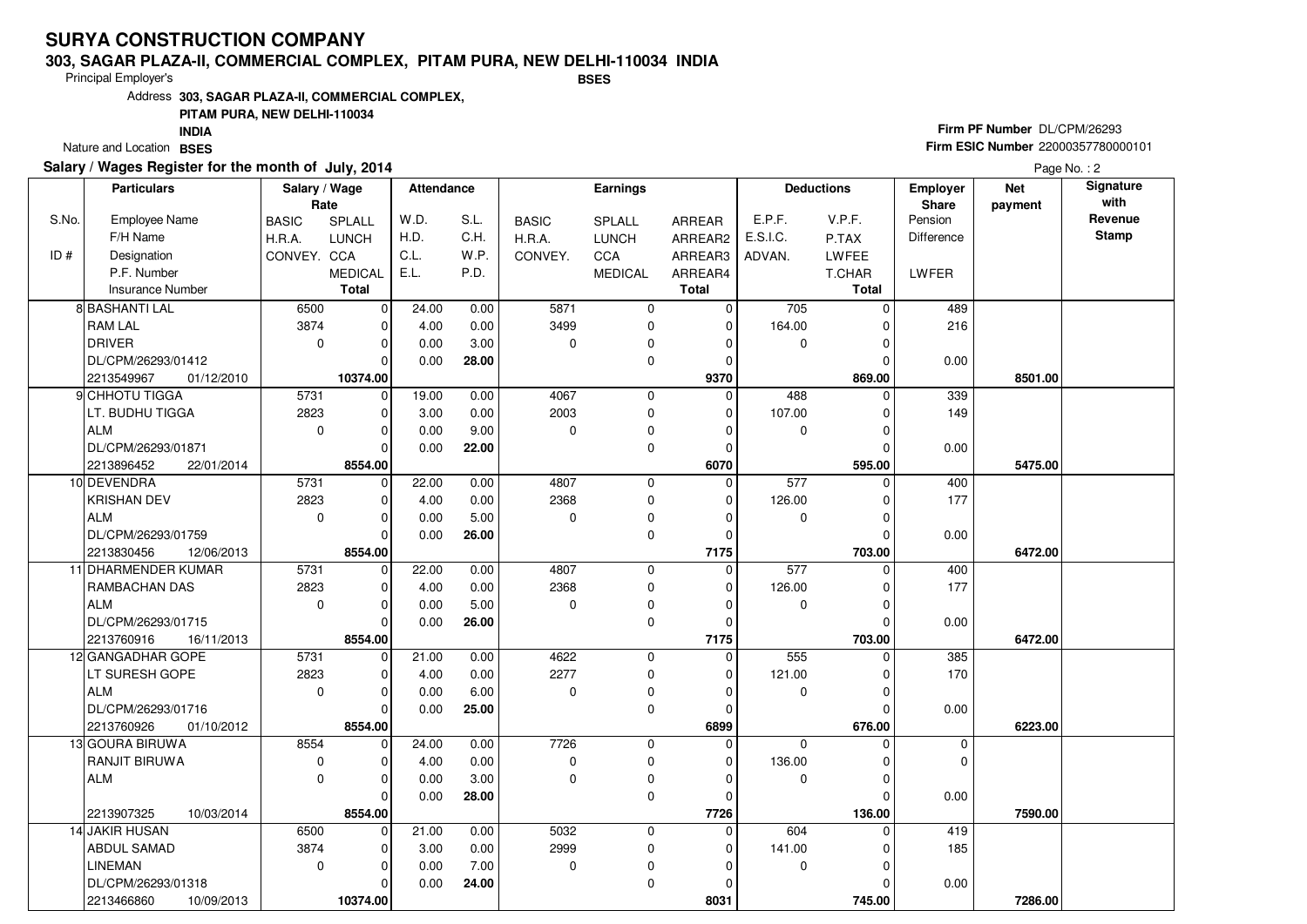# SURYA CONSTRUCTION COMPANY

**303, SAGAR PLAZA-II, COMMERCIAL COMPLEX, PITAM PURA, NEW DELHI-110034 INDIA**

Principal Employer's **BSES**

Address **303, SAGAR PLAZA-II, COMMERCIAL COMPLEX, PITAM PURA, NEW DELHI-110034 INDIA**

Nature and Location **BSES**

**Firm PF Number** DL/CPM/26293
**Firm ESIC Number** 22000357780000101

**Salary / Wages Register for the month of July, 2014**

| S.No. / ID # | Employee Name / F/H Name / Designation / P.F. Number / Insurance Number | Salary / Wage Rate: BASIC / H.R.A. / CONVEY. | SPLALL / LUNCH / CCA / MEDICAL / Total | Attendance: W.D. / H.D. / C.L. / E.L. | S.L. / C.H. / W.P. / P.D. | Earnings: BASIC / H.R.A. / CONVEY. | SPLALL / LUNCH / CCA / MEDICAL | ARREAR / ARREAR2 / ARREAR3 / ARREAR4 / Total | Deductions: E.P.F. / E.S.I.C. / ADVAN. | V.P.F. / P.TAX / LWFEE / T.CHAR / Total | Employer Share: Pension / Difference / LWFER | Net payment | Signature with Revenue Stamp |
|---|---|---|---|---|---|---|---|---|---|---|---|---|---|
| 8 | BASHANTI LAL / RAM LAL / DRIVER / DL/CPM/26293/01412 / 2213549967 01/12/2010 | 6500 / 3874 / 0 | 0 / 0 / 0 / 0 / **10374.00** | 24.00 / 4.00 / 0.00 / 0.00 | 0.00 / 0.00 / 3.00 / **28.00** | 5871 / 3499 / 0 | 0 / 0 / 0 / 0 | 0 / 0 / 0 / 0 / **9370** | 705 / 164.00 / 0 | 0 / 0 / 0 / 0 / **869.00** | 489 / 216 / 0.00 | **8501.00** | |
| 9 | CHHOTU TIGGA / LT. BUDHU TIGGA / ALM / DL/CPM/26293/01871 / 2213896452 22/01/2014 | 5731 / 2823 / 0 | 0 / 0 / 0 / 0 / **8554.00** | 19.00 / 3.00 / 0.00 / 0.00 | 0.00 / 0.00 / 9.00 / **22.00** | 4067 / 2003 / 0 | 0 / 0 / 0 / 0 | 0 / 0 / 0 / 0 / **6070** | 488 / 107.00 / 0 | 0 / 0 / 0 / 0 / **595.00** | 339 / 149 / 0.00 | **5475.00** | |
| 10 | DEVENDRA / KRISHAN DEV / ALM / DL/CPM/26293/01759 / 2213830456 12/06/2013 | 5731 / 2823 / 0 | 0 / 0 / 0 / 0 / **8554.00** | 22.00 / 4.00 / 0.00 / 0.00 | 0.00 / 0.00 / 5.00 / **26.00** | 4807 / 2368 / 0 | 0 / 0 / 0 / 0 | 0 / 0 / 0 / 0 / **7175** | 577 / 126.00 / 0 | 0 / 0 / 0 / 0 / **703.00** | 400 / 177 / 0.00 | **6472.00** | |
| 11 | DHARMENDER KUMAR / RAMBACHAN DAS / ALM / DL/CPM/26293/01715 / 2213760916 16/11/2013 | 5731 / 2823 / 0 | 0 / 0 / 0 / 0 / **8554.00** | 22.00 / 4.00 / 0.00 / 0.00 | 0.00 / 0.00 / 5.00 / **26.00** | 4807 / 2368 / 0 | 0 / 0 / 0 / 0 | 0 / 0 / 0 / 0 / **7175** | 577 / 126.00 / 0 | 0 / 0 / 0 / 0 / **703.00** | 400 / 177 / 0.00 | **6472.00** | |
| 12 | GANGADHAR GOPE / LT SURESH GOPE / ALM / DL/CPM/26293/01716 / 2213760926 01/10/2012 | 5731 / 2823 / 0 | 0 / 0 / 0 / 0 / **8554.00** | 21.00 / 4.00 / 0.00 / 0.00 | 0.00 / 0.00 / 6.00 / **25.00** | 4622 / 2277 / 0 | 0 / 0 / 0 / 0 | 0 / 0 / 0 / 0 / **6899** | 555 / 121.00 / 0 | 0 / 0 / 0 / 0 / **676.00** | 385 / 170 / 0.00 | **6223.00** | |
| 13 | GOURA BIRUWA / RANJIT BIRUWA / ALM / / 2213907325 10/03/2014 | 8554 / 0 / 0 | 0 / 0 / 0 / 0 / **8554.00** | 24.00 / 4.00 / 0.00 / 0.00 | 0.00 / 0.00 / 3.00 / **28.00** | 7726 / 0 / 0 | 0 / 0 / 0 / 0 | 0 / 0 / 0 / 0 / **7726** | 0 / 136.00 / 0 | 0 / 0 / 0 / 0 / **136.00** | 0 / 0 / 0.00 | **7590.00** | |
| 14 | JAKIR HUSAN / ABDUL SAMAD / LINEMAN / DL/CPM/26293/01318 / 2213466860 10/09/2013 | 6500 / 3874 / 0 | 0 / 0 / 0 / 0 / **10374.00** | 21.00 / 3.00 / 0.00 / 0.00 | 0.00 / 0.00 / 7.00 / **24.00** | 5032 / 2999 / 0 | 0 / 0 / 0 / 0 | 0 / 0 / 0 / 0 / **8031** | 604 / 141.00 / 0 | 0 / 0 / 0 / 0 / **745.00** | 419 / 185 / 0.00 | **7286.00** | |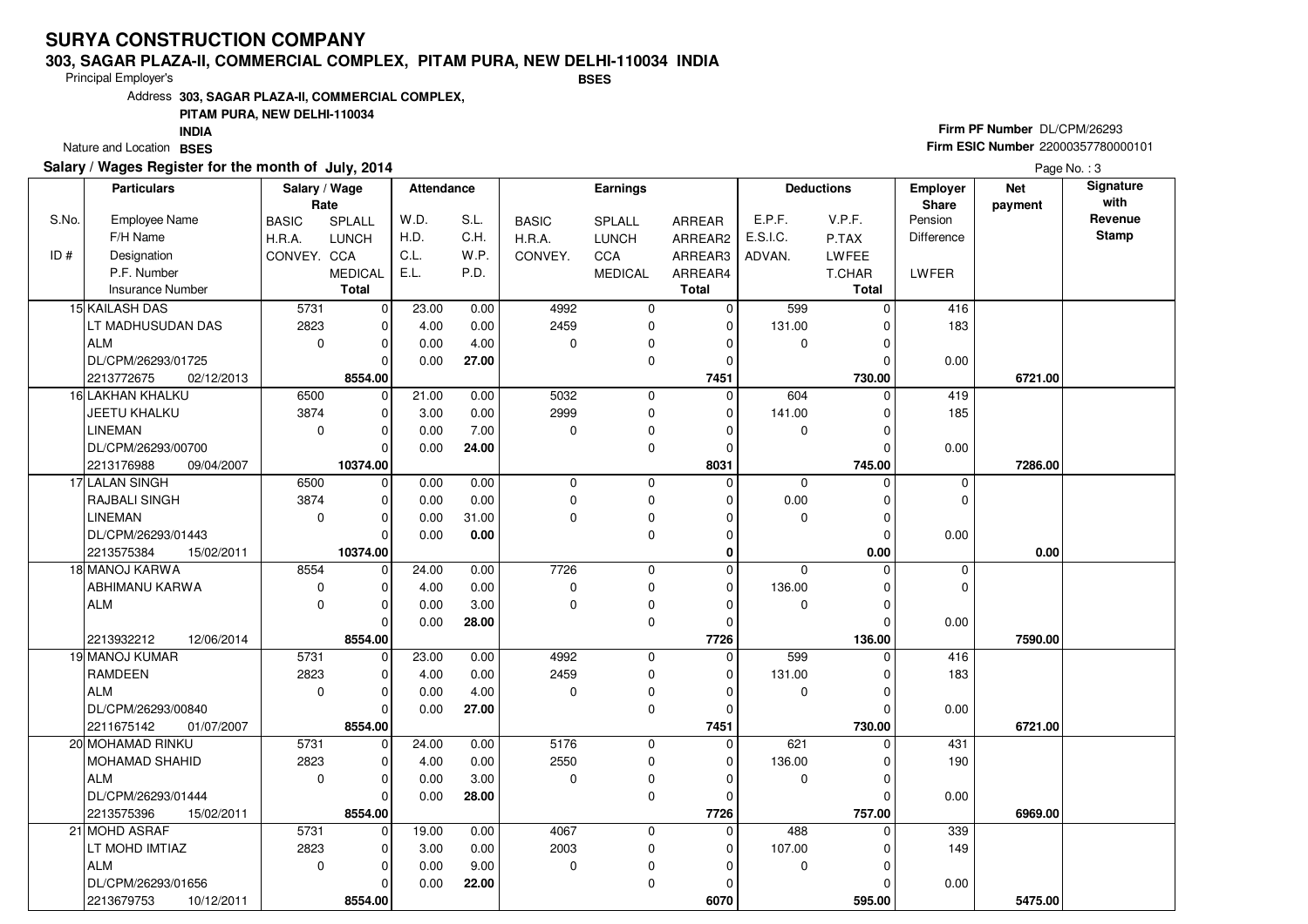# SURYA CONSTRUCTION COMPANY

**303, SAGAR PLAZA-II, COMMERCIAL COMPLEX, PITAM PURA, NEW DELHI-110034 INDIA**

Principal Employer's **BSES**

Address **303, SAGAR PLAZA-II, COMMERCIAL COMPLEX, PITAM PURA, NEW DELHI-110034 INDIA**

Nature and Location **BSES**

**Firm PF Number** DL/CPM/26293

**Firm ESIC Number** 22000357780000101

**Salary / Wages Register for the month of July, 2014**

| S.No. / ID # | Particulars: Employee Name / F/H Name / Designation / P.F. Number / Insurance Number | Salary / Wage Rate: BASIC / H.R.A. / CONVEY. | Salary / Wage Rate: SPLALL / LUNCH / CCA / MEDICAL / Total | Attendance: W.D. / H.D. / C.L. / E.L. | Attendance: S.L. / C.H. / W.P. / P.D. | Earnings: BASIC / H.R.A. / CONVEY. | Earnings: SPLALL / LUNCH / CCA / MEDICAL | Earnings: ARREAR / ARREAR2 / ARREAR3 / ARREAR4 / Total | Deductions: E.P.F. / E.S.I.C. / ADVAN. | Deductions: V.P.F. / P.TAX / LWFEE / T.CHAR / Total | Employer Share: Pension / Difference / LWFER | Net payment | Signature with Revenue Stamp |
|---|---|---|---|---|---|---|---|---|---|---|---|---|---|
| 15 | KAILASH DAS<br>LT MADHUSUDAN DAS<br>ALM<br>DL/CPM/26293/01725<br>2213772675 02/12/2013 | 5731<br>2823<br>0 | 0<br>0<br>0<br>0<br>**8554.00** | 23.00<br>4.00<br>0.00<br>0.00 | 0.00<br>0.00<br>4.00<br>**27.00** | 4992<br>2459<br>0 | 0<br>0<br>0<br>0 | 0<br>0<br>0<br>0<br>**7451** | 599<br>131.00<br>0 | 0<br>0<br>0<br>0<br>**730.00** | 416<br>183<br>0.00 | **6721.00** | |
| 16 | LAKHAN KHALKU<br>JEETU KHALKU<br>LINEMAN<br>DL/CPM/26293/00700<br>2213176988 09/04/2007 | 6500<br>3874<br>0 | 0<br>0<br>0<br>0<br>**10374.00** | 21.00<br>3.00<br>0.00<br>0.00 | 0.00<br>0.00<br>7.00<br>**24.00** | 5032<br>2999<br>0 | 0<br>0<br>0<br>0 | 0<br>0<br>0<br>0<br>**8031** | 604<br>141.00<br>0 | 0<br>0<br>0<br>0<br>**745.00** | 419<br>185<br>0.00 | **7286.00** | |
| 17 | LALAN SINGH<br>RAJBALI SINGH<br>LINEMAN<br>DL/CPM/26293/01443<br>2213575384 15/02/2011 | 6500<br>3874<br>0 | 0<br>0<br>0<br>0<br>**10374.00** | 0.00<br>0.00<br>0.00<br>0.00 | 0.00<br>0.00<br>31.00<br>**0.00** | 0<br>0<br>0 | 0<br>0<br>0<br>0 | 0<br>0<br>0<br>0<br>**0** | 0<br>0.00<br>0 | 0<br>0<br>0<br>0<br>**0.00** | 0<br>0<br>0.00 | **0.00** | |
| 18 | MANOJ KARWA<br>ABHIMANU KARWA<br>ALM<br><br>2213932212 12/06/2014 | 8554<br>0<br>0 | 0<br>0<br>0<br>0<br>**8554.00** | 24.00<br>4.00<br>0.00<br>0.00 | 0.00<br>0.00<br>3.00<br>**28.00** | 7726<br>0<br>0 | 0<br>0<br>0<br>0 | 0<br>0<br>0<br>0<br>**7726** | 0<br>136.00<br>0 | 0<br>0<br>0<br>0<br>**136.00** | 0<br>0<br>0.00 | **7590.00** | |
| 19 | MANOJ KUMAR<br>RAMDEEN<br>ALM<br>DL/CPM/26293/00840<br>2211675142 01/07/2007 | 5731<br>2823<br>0 | 0<br>0<br>0<br>0<br>**8554.00** | 23.00<br>4.00<br>0.00<br>0.00 | 0.00<br>0.00<br>4.00<br>**27.00** | 4992<br>2459<br>0 | 0<br>0<br>0<br>0 | 0<br>0<br>0<br>0<br>**7451** | 599<br>131.00<br>0 | 0<br>0<br>0<br>0<br>**730.00** | 416<br>183<br>0.00 | **6721.00** | |
| 20 | MOHAMAD RINKU<br>MOHAMAD SHAHID<br>ALM<br>DL/CPM/26293/01444<br>2213575396 15/02/2011 | 5731<br>2823<br>0 | 0<br>0<br>0<br>0<br>**8554.00** | 24.00<br>4.00<br>0.00<br>0.00 | 0.00<br>0.00<br>3.00<br>**28.00** | 5176<br>2550<br>0 | 0<br>0<br>0<br>0 | 0<br>0<br>0<br>0<br>**7726** | 621<br>136.00<br>0 | 0<br>0<br>0<br>0<br>**757.00** | 431<br>190<br>0.00 | **6969.00** | |
| 21 | MOHD ASRAF<br>LT MOHD IMTIAZ<br>ALM<br>DL/CPM/26293/01656<br>2213679753 10/12/2011 | 5731<br>2823<br>0 | 0<br>0<br>0<br>0<br>**8554.00** | 19.00<br>3.00<br>0.00<br>0.00 | 0.00<br>0.00<br>9.00<br>**22.00** | 4067<br>2003<br>0 | 0<br>0<br>0<br>0 | 0<br>0<br>0<br>0<br>**6070** | 488<br>107.00<br>0 | 0<br>0<br>0<br>0<br>**595.00** | 339<br>149<br>0.00 | **5475.00** | |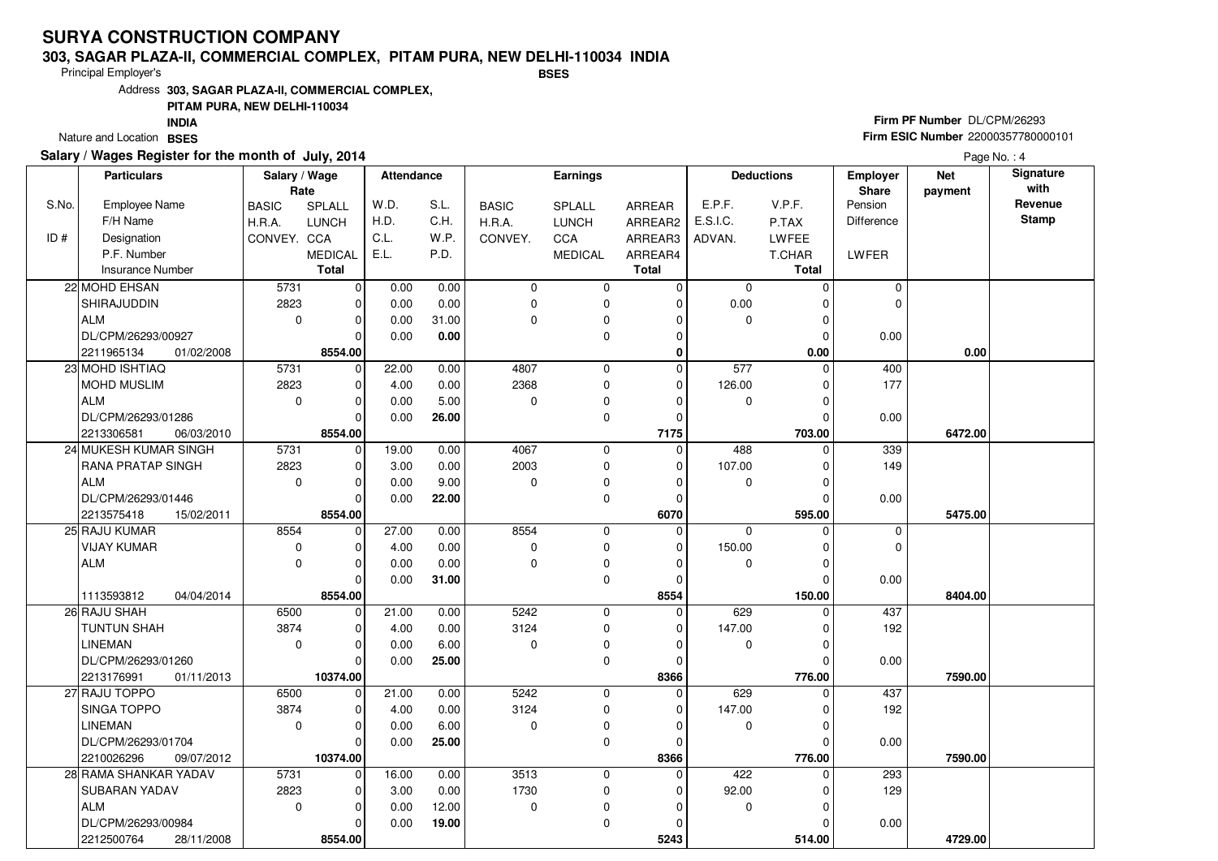# SURYA CONSTRUCTION COMPANY

**303, SAGAR PLAZA-II, COMMERCIAL COMPLEX, PITAM PURA, NEW DELHI-110034 INDIA**

Principal Employer's **BSES**

Address **303, SAGAR PLAZA-II, COMMERCIAL COMPLEX, PITAM PURA, NEW DELHI-110034 INDIA**

Nature and Location **BSES**

**Firm PF Number** DL/CPM/26293

**Firm ESIC Number** 22000357780000101

**Salary / Wages Register for the month of July, 2014**

Page No. : 4

| S.No. / ID # | Particulars: Employee Name / F/H Name / Designation / P.F. Number / Insurance Number | Salary / Wage Rate: BASIC / H.R.A. / CONVEY. | SPLALL / LUNCH / CCA / MEDICAL / Total | Attendance: W.D. / H.D. / C.L. / E.L. | S.L. / C.H. / W.P. / P.D. | Earnings: BASIC / H.R.A. / CONVEY. | SPLALL / LUNCH / CCA / MEDICAL | ARREAR / ARREAR2 / ARREAR3 / ARREAR4 / Total | Deductions: E.P.F. / E.S.I.C. / ADVAN. | V.P.F. / P.TAX / LWFEE / T.CHAR / Total | Employer Share: Pension / Difference / LWFER | Net payment | Signature with Revenue Stamp |
|---|---|---|---|---|---|---|---|---|---|---|---|---|---|
| 22 | MOHD EHSAN | 5731 | 0 | 0.00 | 0.00 | 0 | 0 | 0 | 0 | 0 | 0 | | |
| | SHIRAJUDDIN | 2823 | 0 | 0.00 | 0.00 | 0 | 0 | 0 | 0.00 | 0 | 0 | | |
| | ALM | 0 | 0 | 0.00 | 31.00 | 0 | 0 | 0 | 0 | 0 | | | |
| | DL/CPM/26293/00927 | | 0 | 0.00 | 0.00 | | 0 | 0 | | 0 | 0.00 | | |
| | 2211965134 01/02/2008 | | 8554.00 | | | | | 0 | | 0.00 | | 0.00 | |
| 23 | MOHD ISHTIAQ | 5731 | 0 | 22.00 | 0.00 | 4807 | 0 | 0 | 577 | 0 | 400 | | |
| | MOHD MUSLIM | 2823 | 0 | 4.00 | 0.00 | 2368 | 0 | 0 | 126.00 | 0 | 177 | | |
| | ALM | 0 | 0 | 0.00 | 5.00 | 0 | 0 | 0 | 0 | 0 | | | |
| | DL/CPM/26293/01286 | | 0 | 0.00 | 26.00 | | 0 | 0 | | 0 | 0.00 | | |
| | 2213306581 06/03/2010 | | 8554.00 | | | | | 7175 | | 703.00 | | 6472.00 | |
| 24 | MUKESH KUMAR SINGH | 5731 | 0 | 19.00 | 0.00 | 4067 | 0 | 0 | 488 | 0 | 339 | | |
| | RANA PRATAP SINGH | 2823 | 0 | 3.00 | 0.00 | 2003 | 0 | 0 | 107.00 | 0 | 149 | | |
| | ALM | 0 | 0 | 0.00 | 9.00 | 0 | 0 | 0 | 0 | 0 | | | |
| | DL/CPM/26293/01446 | | 0 | 0.00 | 22.00 | | 0 | 0 | | 0 | 0.00 | | |
| | 2213575418 15/02/2011 | | 8554.00 | | | | | 6070 | | 595.00 | | 5475.00 | |
| 25 | RAJU KUMAR | 8554 | 0 | 27.00 | 0.00 | 8554 | 0 | 0 | 0 | 0 | 0 | | |
| | VIJAY KUMAR | 0 | 0 | 4.00 | 0.00 | 0 | 0 | 0 | 150.00 | 0 | 0 | | |
| | ALM | 0 | 0 | 0.00 | 0.00 | 0 | 0 | 0 | 0 | 0 | | | |
| | | | 0 | 0.00 | 31.00 | | 0 | 0 | | 0 | 0.00 | | |
| | 1113593812 04/04/2014 | | 8554.00 | | | | | 8554 | | 150.00 | | 8404.00 | |
| 26 | RAJU SHAH | 6500 | 0 | 21.00 | 0.00 | 5242 | 0 | 0 | 629 | 0 | 437 | | |
| | TUNTUN SHAH | 3874 | 0 | 4.00 | 0.00 | 3124 | 0 | 0 | 147.00 | 0 | 192 | | |
| | LINEMAN | 0 | 0 | 0.00 | 6.00 | 0 | 0 | 0 | 0 | 0 | | | |
| | DL/CPM/26293/01260 | | 0 | 0.00 | 25.00 | | 0 | 0 | | 0 | 0.00 | | |
| | 2213176991 01/11/2013 | | 10374.00 | | | | | 8366 | | 776.00 | | 7590.00 | |
| 27 | RAJU TOPPO | 6500 | 0 | 21.00 | 0.00 | 5242 | 0 | 0 | 629 | 0 | 437 | | |
| | SINGA TOPPO | 3874 | 0 | 4.00 | 0.00 | 3124 | 0 | 0 | 147.00 | 0 | 192 | | |
| | LINEMAN | 0 | 0 | 0.00 | 6.00 | 0 | 0 | 0 | 0 | 0 | | | |
| | DL/CPM/26293/01704 | | 0 | 0.00 | 25.00 | | 0 | 0 | | 0 | 0.00 | | |
| | 2210026296 09/07/2012 | | 10374.00 | | | | | 8366 | | 776.00 | | 7590.00 | |
| 28 | RAMA SHANKAR YADAV | 5731 | 0 | 16.00 | 0.00 | 3513 | 0 | 0 | 422 | 0 | 293 | | |
| | SUBARAN YADAV | 2823 | 0 | 3.00 | 0.00 | 1730 | 0 | 0 | 92.00 | 0 | 129 | | |
| | ALM | 0 | 0 | 0.00 | 12.00 | 0 | 0 | 0 | 0 | 0 | | | |
| | DL/CPM/26293/00984 | | 0 | 0.00 | 19.00 | | 0 | 0 | | 0 | 0.00 | | |
| | 2212500764 28/11/2008 | | 8554.00 | | | | | 5243 | | 514.00 | | 4729.00 | |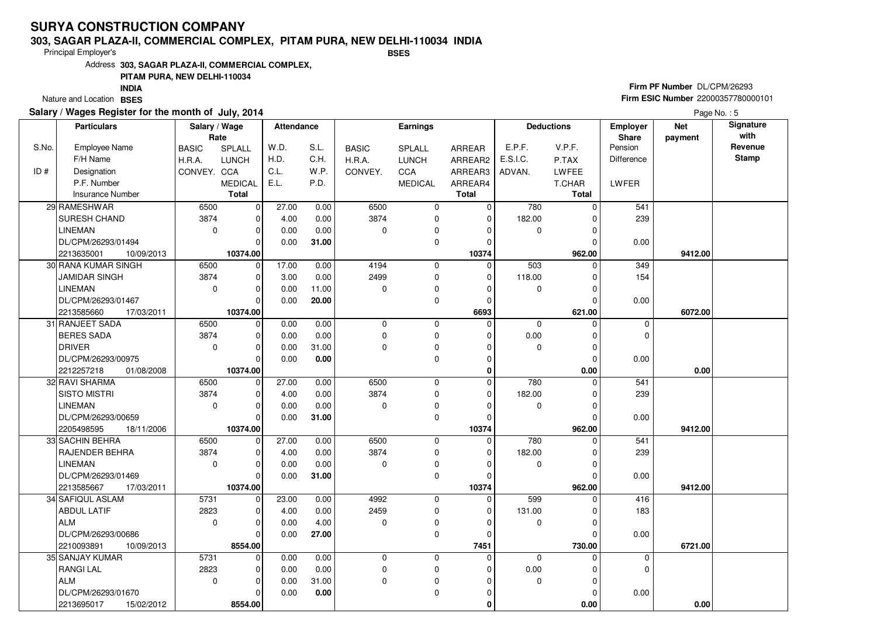# SURYA CONSTRUCTION COMPANY

**303, SAGAR PLAZA-II, COMMERCIAL COMPLEX, PITAM PURA, NEW DELHI-110034 INDIA**

Principal Employer's **BSES**

Address **303, SAGAR PLAZA-II, COMMERCIAL COMPLEX, PITAM PURA, NEW DELHI-110034 INDIA**

Nature and Location **BSES**

**Firm PF Number** DL/CPM/26293

**Firm ESIC Number** 22000357780000101

**Salary / Wages Register for the month of July, 2014**

Page No. : 5

| S.No. / ID # | Particulars: Employee Name / F/H Name / Designation / P.F. Number / Insurance Number | Salary / Wage Rate: BASIC / H.R.A. / CONVEY. | Salary / Wage Rate: SPLALL / LUNCH / CCA / MEDICAL / Total | Attendance: W.D. / H.D. / C.L. / E.L. | Attendance: S.L. / C.H. / W.P. / P.D. | Earnings: BASIC / H.R.A. / CONVEY. | Earnings: SPLALL / LUNCH / CCA / MEDICAL | Earnings: ARREAR / ARREAR2 / ARREAR3 / ARREAR4 / Total | Deductions: E.P.F. / E.S.I.C. / ADVAN. | Deductions: V.P.F. / P.TAX / LWFEE / T.CHAR / Total | Employer Share: Pension / Difference / LWFER | Net payment | Signature with Revenue Stamp |
|---|---|---|---|---|---|---|---|---|---|---|---|---|---|
| 29 | RAMESHWAR / SURESH CHAND / LINEMAN / DL/CPM/26293/01494 / 2213635001 10/09/2013 | 6500 / 3874 / 0 | 0 / 0 / 0 / 0 / **10374.00** | 27.00 / 4.00 / 0.00 / 0.00 | 0.00 / 0.00 / 0.00 / **31.00** | 6500 / 3874 / 0 | 0 / 0 / 0 / 0 | 0 / 0 / 0 / 0 / **10374** | 780 / 182.00 / 0 | 0 / 0 / 0 / 0 / **962.00** | 541 / 239 / 0.00 | **9412.00** | |
| 30 | RANA KUMAR SINGH / JAMIDAR SINGH / LINEMAN / DL/CPM/26293/01467 / 2213585660 17/03/2011 | 6500 / 3874 / 0 | 0 / 0 / 0 / 0 / **10374.00** | 17.00 / 3.00 / 0.00 / 0.00 | 0.00 / 0.00 / 11.00 / **20.00** | 4194 / 2499 / 0 | 0 / 0 / 0 / 0 | 0 / 0 / 0 / 0 / **6693** | 503 / 118.00 / 0 | 0 / 0 / 0 / 0 / **621.00** | 349 / 154 / 0.00 | **6072.00** | |
| 31 | RANJEET SADA / BERES SADA / DRIVER / DL/CPM/26293/00975 / 2212257218 01/08/2008 | 6500 / 3874 / 0 | 0 / 0 / 0 / 0 / **10374.00** | 0.00 / 0.00 / 0.00 / 0.00 | 0.00 / 0.00 / 31.00 / **0.00** | 0 / 0 / 0 | 0 / 0 / 0 / 0 | 0 / 0 / 0 / 0 / **0** | 0 / 0.00 / 0 | 0 / 0 / 0 / 0 / **0.00** | 0 / 0 / 0.00 | **0.00** | |
| 32 | RAVI SHARMA / SISTO MISTRI / LINEMAN / DL/CPM/26293/00659 / 2205498595 18/11/2006 | 6500 / 3874 / 0 | 0 / 0 / 0 / 0 / **10374.00** | 27.00 / 4.00 / 0.00 / 0.00 | 0.00 / 0.00 / 0.00 / **31.00** | 6500 / 3874 / 0 | 0 / 0 / 0 / 0 | 0 / 0 / 0 / 0 / **10374** | 780 / 182.00 / 0 | 0 / 0 / 0 / 0 / **962.00** | 541 / 239 / 0.00 | **9412.00** | |
| 33 | SACHIN BEHRA / RAJENDER BEHRA / LINEMAN / DL/CPM/26293/01469 / 2213585667 17/03/2011 | 6500 / 3874 / 0 | 0 / 0 / 0 / 0 / **10374.00** | 27.00 / 4.00 / 0.00 / 0.00 | 0.00 / 0.00 / 0.00 / **31.00** | 6500 / 3874 / 0 | 0 / 0 / 0 / 0 | 0 / 0 / 0 / 0 / **10374** | 780 / 182.00 / 0 | 0 / 0 / 0 / 0 / **962.00** | 541 / 239 / 0.00 | **9412.00** | |
| 34 | SAFIQUL ASLAM / ABDUL LATIF / ALM / DL/CPM/26293/00686 / 2210093891 10/09/2013 | 5731 / 2823 / 0 | 0 / 0 / 0 / 0 / **8554.00** | 23.00 / 4.00 / 0.00 / 0.00 | 0.00 / 0.00 / 4.00 / **27.00** | 4992 / 2459 / 0 | 0 / 0 / 0 / 0 | 0 / 0 / 0 / 0 / **7451** | 599 / 131.00 / 0 | 0 / 0 / 0 / 0 / **730.00** | 416 / 183 / 0.00 | **6721.00** | |
| 35 | SANJAY KUMAR / RANGI LAL / ALM / DL/CPM/26293/01670 / 2213695017 15/02/2012 | 5731 / 2823 / 0 | 0 / 0 / 0 / 0 / **8554.00** | 0.00 / 0.00 / 0.00 / 0.00 | 0.00 / 0.00 / 31.00 / **0.00** | 0 / 0 / 0 | 0 / 0 / 0 / 0 | 0 / 0 / 0 / 0 / **0** | 0 / 0.00 / 0 | 0 / 0 / 0 / 0 / **0.00** | 0 / 0 / 0.00 | **0.00** | |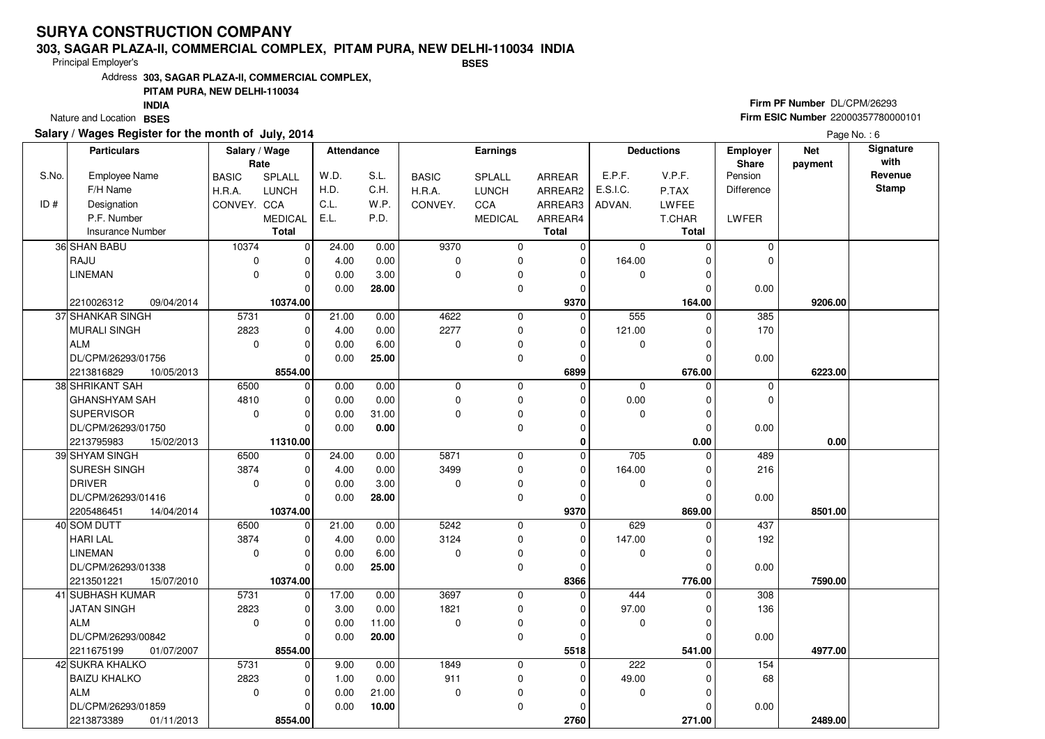# SURYA CONSTRUCTION COMPANY

**303, SAGAR PLAZA-II, COMMERCIAL COMPLEX, PITAM PURA, NEW DELHI-110034 INDIA**

**BSES**

Principal Employer's

Address **303, SAGAR PLAZA-II, COMMERCIAL COMPLEX, PITAM PURA, NEW DELHI-110034 INDIA**

Nature and Location **BSES**

**Firm PF Number** DL/CPM/26293

**Firm ESIC Number** 22000357780000101

**Salary / Wages Register for the month of July, 2014**

| S.No. / ID # | Employee Name / F/H Name / Designation / P.F. Number / Insurance Number | | BASIC / H.R.A. / CONVEY. (Rate) | SPLALL / LUNCH / CCA / MEDICAL / Total (Rate) | W.D. / H.D. / C.L. / E.L. | S.L. / C.H. / W.P. / P.D. | BASIC / H.R.A. / CONVEY. (Earnings) | SPLALL / LUNCH / CCA / MEDICAL (Earnings) | ARREAR / ARREAR2 / ARREAR3 / ARREAR4 / Total | E.P.F. / E.S.I.C. / ADVAN. | V.P.F. / P.TAX / LWFEE / T.CHAR / Total | Employer Share Pension / Difference / LWFER | Net payment | Signature with Revenue Stamp |
|---|---|---|---|---|---|---|---|---|---|---|---|---|---|---|
| 36 | SHAN BABU | | 10374 | 0 | 24.00 | 0.00 | 9370 | 0 | 0 | 0 | 0 | 0 | | |
| | RAJU | | 0 | 0 | 4.00 | 0.00 | 0 | 0 | 0 | 164.00 | 0 | 0 | | |
| | LINEMAN | | 0 | 0 | 0.00 | 3.00 | 0 | 0 | 0 | 0 | 0 | | | |
| | | | | 0 | 0.00 | **28.00** | | 0 | 0 | | 0 | 0.00 | | |
| | 2210026312 | 09/04/2014 | | **10374.00** | | | | | **9370** | | **164.00** | | **9206.00** | |
| 37 | SHANKAR SINGH | | 5731 | 0 | 21.00 | 0.00 | 4622 | 0 | 0 | 555 | 0 | 385 | | |
| | MURALI SINGH | | 2823 | 0 | 4.00 | 0.00 | 2277 | 0 | 0 | 121.00 | 0 | 170 | | |
| | ALM | | 0 | 0 | 0.00 | 6.00 | 0 | 0 | 0 | 0 | 0 | | | |
| | DL/CPM/26293/01756 | | | 0 | 0.00 | **25.00** | | 0 | 0 | | 0 | 0.00 | | |
| | 2213816829 | 10/05/2013 | | **8554.00** | | | | | **6899** | | **676.00** | | **6223.00** | |
| 38 | SHRIKANT SAH | | 6500 | 0 | 0.00 | 0.00 | 0 | 0 | 0 | 0 | 0 | 0 | | |
| | GHANSHYAM SAH | | 4810 | 0 | 0.00 | 0.00 | 0 | 0 | 0 | 0.00 | 0 | 0 | | |
| | SUPERVISOR | | 0 | 0 | 0.00 | 31.00 | 0 | 0 | 0 | 0 | 0 | | | |
| | DL/CPM/26293/01750 | | | 0 | 0.00 | **0.00** | | 0 | 0 | | 0 | 0.00 | | |
| | 2213795983 | 15/02/2013 | | **11310.00** | | | | | **0** | | **0.00** | | **0.00** | |
| 39 | SHYAM SINGH | | 6500 | 0 | 24.00 | 0.00 | 5871 | 0 | 0 | 705 | 0 | 489 | | |
| | SURESH SINGH | | 3874 | 0 | 4.00 | 0.00 | 3499 | 0 | 0 | 164.00 | 0 | 216 | | |
| | DRIVER | | 0 | 0 | 0.00 | 3.00 | 0 | 0 | 0 | 0 | 0 | | | |
| | DL/CPM/26293/01416 | | | 0 | 0.00 | **28.00** | | 0 | 0 | | 0 | 0.00 | | |
| | 2205486451 | 14/04/2014 | | **10374.00** | | | | | **9370** | | **869.00** | | **8501.00** | |
| 40 | SOM DUTT | | 6500 | 0 | 21.00 | 0.00 | 5242 | 0 | 0 | 629 | 0 | 437 | | |
| | HARI LAL | | 3874 | 0 | 4.00 | 0.00 | 3124 | 0 | 0 | 147.00 | 0 | 192 | | |
| | LINEMAN | | 0 | 0 | 0.00 | 6.00 | 0 | 0 | 0 | 0 | 0 | | | |
| | DL/CPM/26293/01338 | | | 0 | 0.00 | **25.00** | | 0 | 0 | | 0 | 0.00 | | |
| | 2213501221 | 15/07/2010 | | **10374.00** | | | | | **8366** | | **776.00** | | **7590.00** | |
| 41 | SUBHASH KUMAR | | 5731 | 0 | 17.00 | 0.00 | 3697 | 0 | 0 | 444 | 0 | 308 | | |
| | JATAN SINGH | | 2823 | 0 | 3.00 | 0.00 | 1821 | 0 | 0 | 97.00 | 0 | 136 | | |
| | ALM | | 0 | 0 | 0.00 | 11.00 | 0 | 0 | 0 | 0 | 0 | | | |
| | DL/CPM/26293/00842 | | | 0 | 0.00 | **20.00** | | 0 | 0 | | 0 | 0.00 | | |
| | 2211675199 | 01/07/2007 | | **8554.00** | | | | | **5518** | | **541.00** | | **4977.00** | |
| 42 | SUKRA KHALKO | | 5731 | 0 | 9.00 | 0.00 | 1849 | 0 | 0 | 222 | 0 | 154 | | |
| | BAIZU KHALKO | | 2823 | 0 | 1.00 | 0.00 | 911 | 0 | 0 | 49.00 | 0 | 68 | | |
| | ALM | | 0 | 0 | 0.00 | 21.00 | 0 | 0 | 0 | 0 | 0 | | | |
| | DL/CPM/26293/01859 | | | 0 | 0.00 | **10.00** | | 0 | 0 | | 0 | 0.00 | | |
| | 2213873389 | 01/11/2013 | | **8554.00** | | | | | **2760** | | **271.00** | | **2489.00** | |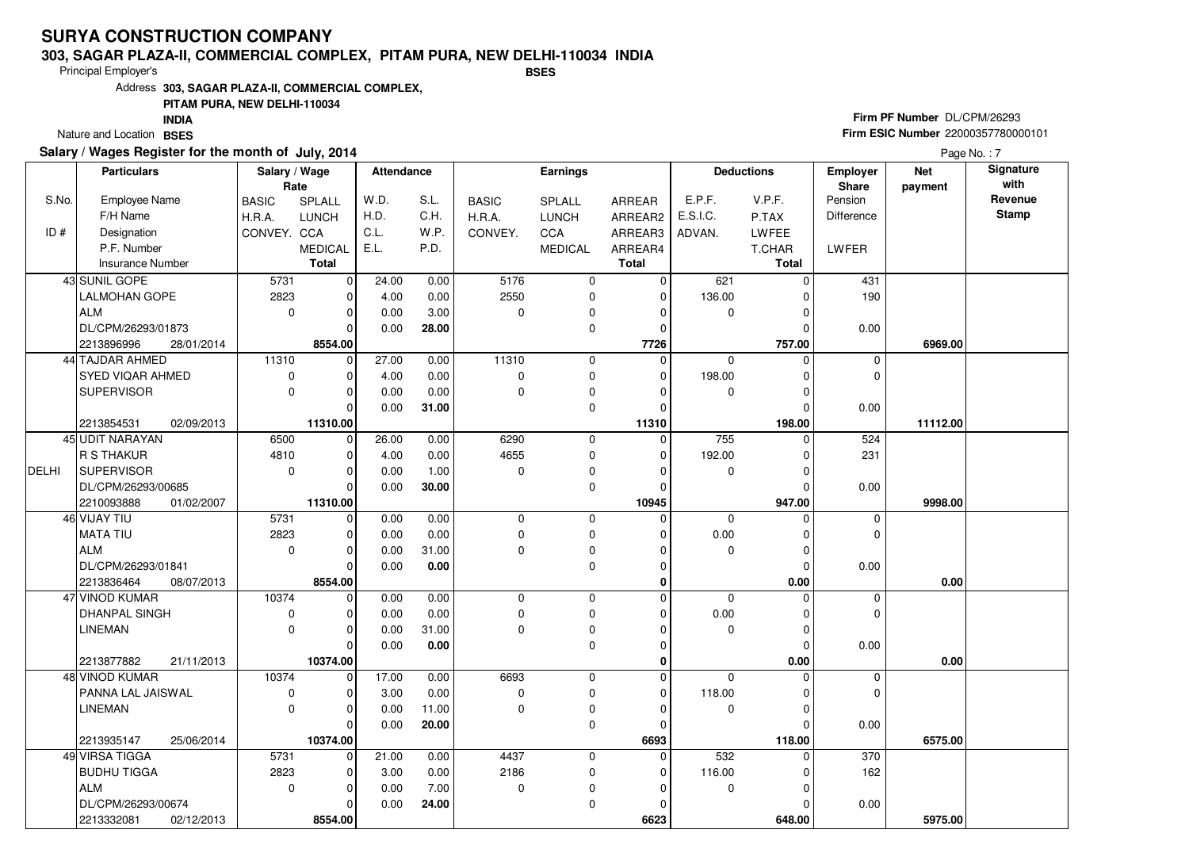# SURYA CONSTRUCTION COMPANY

**303, SAGAR PLAZA-II, COMMERCIAL COMPLEX, PITAM PURA, NEW DELHI-110034 INDIA**

Principal Employer's **BSES**

Address **303, SAGAR PLAZA-II, COMMERCIAL COMPLEX, PITAM PURA, NEW DELHI-110034 INDIA**

Nature and Location **BSES**

**Firm PF Number** DL/CPM/26293

**Firm ESIC Number** 22000357780000101

**Salary / Wages Register for the month of July, 2014**

| S.No. / ID # | Employee Name / F/H Name / Designation / P.F. Number / Insurance Number | | BASIC / H.R.A. / CONVEY. (Rate) | SPLALL / LUNCH / CCA / MEDICAL / Total (Rate) | W.D. / H.D. / C.L. / E.L. | S.L. / C.H. / W.P. / P.D. | BASIC / H.R.A. / CONVEY. (Earnings) | SPLALL / LUNCH / CCA / MEDICAL (Earnings) | ARREAR / ARREAR2 / ARREAR3 / ARREAR4 / Total | E.P.F. / E.S.I.C. / ADVAN. | V.P.F. / P.TAX / LWFEE / T.CHAR / Total | Employer Share Pension / Difference / LWFER | Net payment | Signature with Revenue Stamp |
|---|---|---|---|---|---|---|---|---|---|---|---|---|---|---|
| 43 | SUNIL GOPE | | 5731 | 0 | 24.00 | 0.00 | 5176 | 0 | 0 | 621 | 0 | 431 | | |
| | LALMOHAN GOPE | | 2823 | 0 | 4.00 | 0.00 | 2550 | 0 | 0 | 136.00 | 0 | 190 | | |
| | ALM | | 0 | 0 | 0.00 | 3.00 | 0 | 0 | 0 | 0 | 0 | | | |
| | DL/CPM/26293/01873 | | | 0 | 0.00 | **28.00** | | 0 | 0 | | 0 | 0.00 | | |
| | 2213896996 | 28/01/2014 | | **8554.00** | | | | | **7726** | | **757.00** | | **6969.00** | |
| 44 | TAJDAR AHMED | | 11310 | 0 | 27.00 | 0.00 | 11310 | 0 | 0 | 0 | 0 | 0 | | |
| | SYED VIQAR AHMED | | 0 | 0 | 4.00 | 0.00 | 0 | 0 | 0 | 198.00 | 0 | 0 | | |
| | SUPERVISOR | | 0 | 0 | 0.00 | 0.00 | 0 | 0 | 0 | 0 | 0 | | | |
| | | | | 0 | 0.00 | **31.00** | | 0 | 0 | | 0 | 0.00 | | |
| | 2213854531 | 02/09/2013 | | **11310.00** | | | | | **11310** | | **198.00** | | **11112.00** | |
| 45 | UDIT NARAYAN | | 6500 | 0 | 26.00 | 0.00 | 6290 | 0 | 0 | 755 | 0 | 524 | | |
| | R S THAKUR | | 4810 | 0 | 4.00 | 0.00 | 4655 | 0 | 0 | 192.00 | 0 | 231 | | |
| DELHI | SUPERVISOR | | 0 | 0 | 0.00 | 1.00 | 0 | 0 | 0 | 0 | 0 | | | |
| | DL/CPM/26293/00685 | | | 0 | 0.00 | **30.00** | | 0 | 0 | | 0 | 0.00 | | |
| | 2210093888 | 01/02/2007 | | **11310.00** | | | | | **10945** | | **947.00** | | **9998.00** | |
| 46 | VIJAY TIU | | 5731 | 0 | 0.00 | 0.00 | 0 | 0 | 0 | 0 | 0 | 0 | | |
| | MATA TIU | | 2823 | 0 | 0.00 | 0.00 | 0 | 0 | 0 | 0.00 | 0 | 0 | | |
| | ALM | | 0 | 0 | 0.00 | 31.00 | 0 | 0 | 0 | 0 | 0 | | | |
| | DL/CPM/26293/01841 | | | 0 | 0.00 | **0.00** | | 0 | 0 | | 0 | 0.00 | | |
| | 2213836464 | 08/07/2013 | | **8554.00** | | | | | **0** | | **0.00** | | **0.00** | |
| 47 | VINOD KUMAR | | 10374 | 0 | 0.00 | 0.00 | 0 | 0 | 0 | 0 | 0 | 0 | | |
| | DHANPAL SINGH | | 0 | 0 | 0.00 | 0.00 | 0 | 0 | 0 | 0.00 | 0 | 0 | | |
| | LINEMAN | | 0 | 0 | 0.00 | 31.00 | 0 | 0 | 0 | 0 | 0 | | | |
| | | | | 0 | 0.00 | **0.00** | | 0 | 0 | | 0 | 0.00 | | |
| | 2213877882 | 21/11/2013 | | **10374.00** | | | | | **0** | | **0.00** | | **0.00** | |
| 48 | VINOD KUMAR | | 10374 | 0 | 17.00 | 0.00 | 6693 | 0 | 0 | 0 | 0 | 0 | | |
| | PANNA LAL JAISWAL | | 0 | 0 | 3.00 | 0.00 | 0 | 0 | 0 | 118.00 | 0 | 0 | | |
| | LINEMAN | | 0 | 0 | 0.00 | 11.00 | 0 | 0 | 0 | 0 | 0 | | | |
| | | | | 0 | 0.00 | **20.00** | | 0 | 0 | | 0 | 0.00 | | |
| | 2213935147 | 25/06/2014 | | **10374.00** | | | | | **6693** | | **118.00** | | **6575.00** | |
| 49 | VIRSA TIGGA | | 5731 | 0 | 21.00 | 0.00 | 4437 | 0 | 0 | 532 | 0 | 370 | | |
| | BUDHU TIGGA | | 2823 | 0 | 3.00 | 0.00 | 2186 | 0 | 0 | 116.00 | 0 | 162 | | |
| | ALM | | 0 | 0 | 0.00 | 7.00 | 0 | 0 | 0 | 0 | 0 | | | |
| | DL/CPM/26293/00674 | | | 0 | 0.00 | **24.00** | | 0 | 0 | | 0 | 0.00 | | |
| | 2213332081 | 02/12/2013 | | **8554.00** | | | | | **6623** | | **648.00** | | **5975.00** | |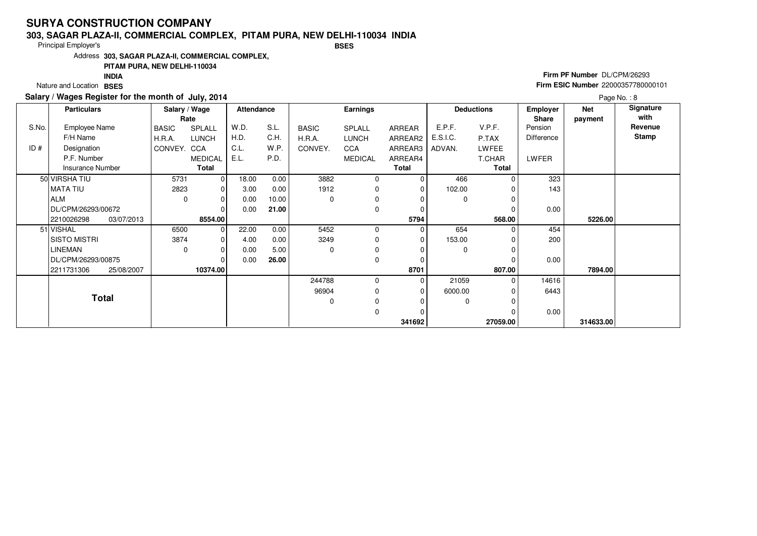# SURYA CONSTRUCTION COMPANY

**303, SAGAR PLAZA-II, COMMERCIAL COMPLEX, PITAM PURA, NEW DELHI-110034 INDIA**

Principal Employer's **BSES**

Address **303, SAGAR PLAZA-II, COMMERCIAL COMPLEX,**
**PITAM PURA, NEW DELHI-110034**
**INDIA**

Nature and Location **BSES**

**Firm PF Number** DL/CPM/26293
**Firm ESIC Number** 22000357780000101

**Salary / Wages Register for the month of July, 2014**

| | Particulars | | Salary / Wage Rate | | Attendance | | Earnings | | | Deductions | | Employer Share | Net payment | Signature with Revenue Stamp |
|---|---|---|---|---|---|---|---|---|---|---|---|---|---|---|
| S.No. | Employee Name | | BASIC | SPLALL | W.D. | S.L. | BASIC | SPLALL | ARREAR | E.P.F. | V.P.F. | Pension | | |
| | F/H Name | | H.R.A. | LUNCH | H.D. | C.H. | H.R.A. | LUNCH | ARREAR2 | E.S.I.C. | P.TAX | Difference | | |
| ID # | Designation | | CONVEY. | CCA | C.L. | W.P. | CONVEY. | CCA | ARREAR3 | ADVAN. | LWFEE | | | |
| | P.F. Number | | | MEDICAL | E.L. | P.D. | | MEDICAL | ARREAR4 | | T.CHAR | LWFER | | |
| | Insurance Number | | | Total | | | | | Total | | Total | | | |
| 50 | VIRSHA TIU | | 5731 | 0 | 18.00 | 0.00 | 3882 | 0 | 0 | 466 | 0 | 323 | | |
| | MATA TIU | | 2823 | 0 | 3.00 | 0.00 | 1912 | 0 | 0 | 102.00 | 0 | 143 | | |
| | ALM | | 0 | 0 | 0.00 | 10.00 | 0 | 0 | 0 | 0 | 0 | | | |
| | DL/CPM/26293/00672 | | | 0 | 0.00 | **21.00** | | 0 | 0 | | 0 | 0.00 | | |
| | 2210026298 | 03/07/2013 | | **8554.00** | | | | | **5794** | | **568.00** | | **5226.00** | |
| 51 | VISHAL | | 6500 | 0 | 22.00 | 0.00 | 5452 | 0 | 0 | 654 | 0 | 454 | | |
| | SISTO MISTRI | | 3874 | 0 | 4.00 | 0.00 | 3249 | 0 | 0 | 153.00 | 0 | 200 | | |
| | LINEMAN | | 0 | 0 | 0.00 | 5.00 | 0 | 0 | 0 | 0 | 0 | | | |
| | DL/CPM/26293/00875 | | | 0 | 0.00 | **26.00** | | 0 | 0 | | 0 | 0.00 | | |
| | 2211731306 | 25/08/2007 | | **10374.00** | | | | | **8701** | | **807.00** | | **7894.00** | |
| | | | | | | | 244788 | 0 | 0 | 21059 | 0 | 14616 | | |
| | **Total** | | | | | | 96904 | 0 | 0 | 6000.00 | 0 | 6443 | | |
| | | | | | | | 0 | 0 | 0 | 0 | 0 | | | |
| | | | | | | | | 0 | 0 | | 0 | 0.00 | | |
| | | | | | | | | | **341692** | | **27059.00** | | **314633.00** | |